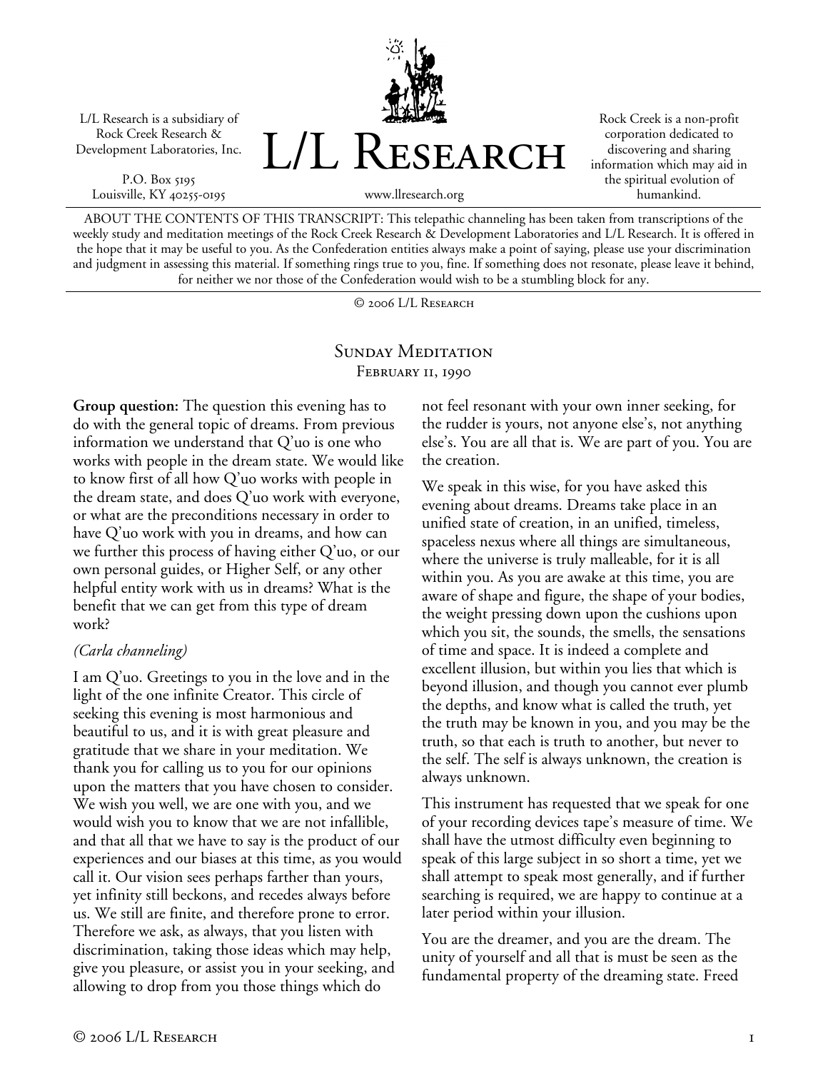L/L Research is a subsidiary of Rock Creek Research & Development Laboratories, Inc.

P.O. Box 5195
Louisville, KY 40255-0195

# L/L Research

www.llresearch.org

Rock Creek is a non-profit corporation dedicated to discovering and sharing information which may aid in the spiritual evolution of humankind.

ABOUT THE CONTENTS OF THIS TRANSCRIPT: This telepathic channeling has been taken from transcriptions of the weekly study and meditation meetings of the Rock Creek Research & Development Laboratories and L/L Research. It is offered in the hope that it may be useful to you. As the Confederation entities always make a point of saying, please use your discrimination and judgment in assessing this material. If something rings true to you, fine. If something does not resonate, please leave it behind, for neither we nor those of the Confederation would wish to be a stumbling block for any.

© 2006 L/L Research

## Sunday Meditation
### February 11, 1990

**Group question:** The question this evening has to do with the general topic of dreams. From previous information we understand that Q'uo is one who works with people in the dream state. We would like to know first of all how Q'uo works with people in the dream state, and does Q'uo work with everyone, or what are the preconditions necessary in order to have Q'uo work with you in dreams, and how can we further this process of having either Q'uo, or our own personal guides, or Higher Self, or any other helpful entity work with us in dreams? What is the benefit that we can get from this type of dream work?

*(Carla channeling)*

I am Q'uo. Greetings to you in the love and in the light of the one infinite Creator. This circle of seeking this evening is most harmonious and beautiful to us, and it is with great pleasure and gratitude that we share in your meditation. We thank you for calling us to you for our opinions upon the matters that you have chosen to consider. We wish you well, we are one with you, and we would wish you to know that we are not infallible, and that all that we have to say is the product of our experiences and our biases at this time, as you would call it. Our vision sees perhaps farther than yours, yet infinity still beckons, and recedes always before us. We still are finite, and therefore prone to error. Therefore we ask, as always, that you listen with discrimination, taking those ideas which may help, give you pleasure, or assist you in your seeking, and allowing to drop from you those things which do not feel resonant with your own inner seeking, for the rudder is yours, not anyone else's, not anything else's. You are all that is. We are part of you. You are the creation.

We speak in this wise, for you have asked this evening about dreams. Dreams take place in an unified state of creation, in an unified, timeless, spaceless nexus where all things are simultaneous, where the universe is truly malleable, for it is all within you. As you are awake at this time, you are aware of shape and figure, the shape of your bodies, the weight pressing down upon the cushions upon which you sit, the sounds, the smells, the sensations of time and space. It is indeed a complete and excellent illusion, but within you lies that which is beyond illusion, and though you cannot ever plumb the depths, and know what is called the truth, yet the truth may be known in you, and you may be the truth, so that each is truth to another, but never to the self. The self is always unknown, the creation is always unknown.

This instrument has requested that we speak for one of your recording devices tape's measure of time. We shall have the utmost difficulty even beginning to speak of this large subject in so short a time, yet we shall attempt to speak most generally, and if further searching is required, we are happy to continue at a later period within your illusion.

You are the dreamer, and you are the dream. The unity of yourself and all that is must be seen as the fundamental property of the dreaming state. Freed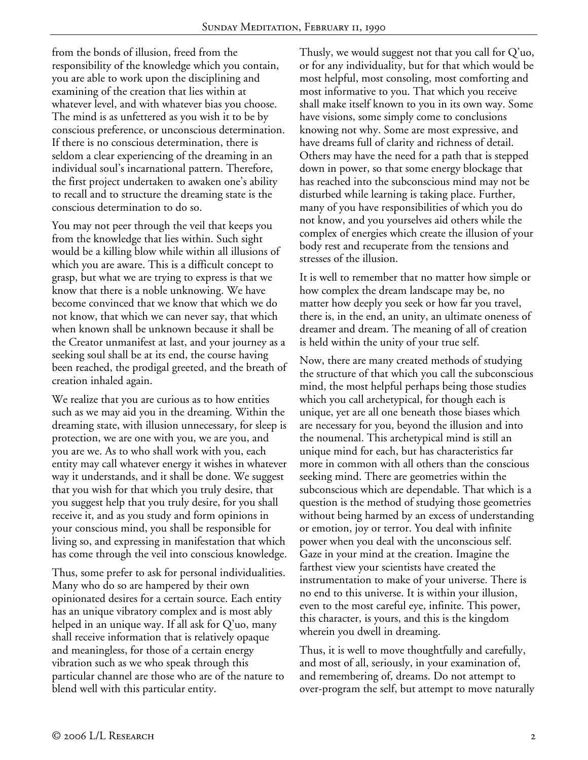from the bonds of illusion, freed from the responsibility of the knowledge which you contain, you are able to work upon the disciplining and examining of the creation that lies within at whatever level, and with whatever bias you choose. The mind is as unfettered as you wish it to be by conscious preference, or unconscious determination. If there is no conscious determination, there is seldom a clear experiencing of the dreaming in an individual soul's incarnational pattern. Therefore, the first project undertaken to awaken one's ability to recall and to structure the dreaming state is the conscious determination to do so.

You may not peer through the veil that keeps you from the knowledge that lies within. Such sight would be a killing blow while within all illusions of which you are aware. This is a difficult concept to grasp, but what we are trying to express is that we know that there is a noble unknowing. We have become convinced that we know that which we do not know, that which we can never say, that which when known shall be unknown because it shall be the Creator unmanifest at last, and your journey as a seeking soul shall be at its end, the course having been reached, the prodigal greeted, and the breath of creation inhaled again.

We realize that you are curious as to how entities such as we may aid you in the dreaming. Within the dreaming state, with illusion unnecessary, for sleep is protection, we are one with you, we are you, and you are we. As to who shall work with you, each entity may call whatever energy it wishes in whatever way it understands, and it shall be done. We suggest that you wish for that which you truly desire, that you suggest help that you truly desire, for you shall receive it, and as you study and form opinions in your conscious mind, you shall be responsible for living so, and expressing in manifestation that which has come through the veil into conscious knowledge.

Thus, some prefer to ask for personal individualities. Many who do so are hampered by their own opinionated desires for a certain source. Each entity has an unique vibratory complex and is most ably helped in an unique way. If all ask for Q'uo, many shall receive information that is relatively opaque and meaningless, for those of a certain energy vibration such as we who speak through this particular channel are those who are of the nature to blend well with this particular entity.

Thusly, we would suggest not that you call for Q'uo, or for any individuality, but for that which would be most helpful, most consoling, most comforting and most informative to you. That which you receive shall make itself known to you in its own way. Some have visions, some simply come to conclusions knowing not why. Some are most expressive, and have dreams full of clarity and richness of detail. Others may have the need for a path that is stepped down in power, so that some energy blockage that has reached into the subconscious mind may not be disturbed while learning is taking place. Further, many of you have responsibilities of which you do not know, and you yourselves aid others while the complex of energies which create the illusion of your body rest and recuperate from the tensions and stresses of the illusion.

It is well to remember that no matter how simple or how complex the dream landscape may be, no matter how deeply you seek or how far you travel, there is, in the end, an unity, an ultimate oneness of dreamer and dream. The meaning of all of creation is held within the unity of your true self.

Now, there are many created methods of studying the structure of that which you call the subconscious mind, the most helpful perhaps being those studies which you call archetypical, for though each is unique, yet are all one beneath those biases which are necessary for you, beyond the illusion and into the noumenal. This archetypical mind is still an unique mind for each, but has characteristics far more in common with all others than the conscious seeking mind. There are geometries within the subconscious which are dependable. That which is a question is the method of studying those geometries without being harmed by an excess of understanding or emotion, joy or terror. You deal with infinite power when you deal with the unconscious self. Gaze in your mind at the creation. Imagine the farthest view your scientists have created the instrumentation to make of your universe. There is no end to this universe. It is within your illusion, even to the most careful eye, infinite. This power, this character, is yours, and this is the kingdom wherein you dwell in dreaming.

Thus, it is well to move thoughtfully and carefully, and most of all, seriously, in your examination of, and remembering of, dreams. Do not attempt to over-program the self, but attempt to move naturally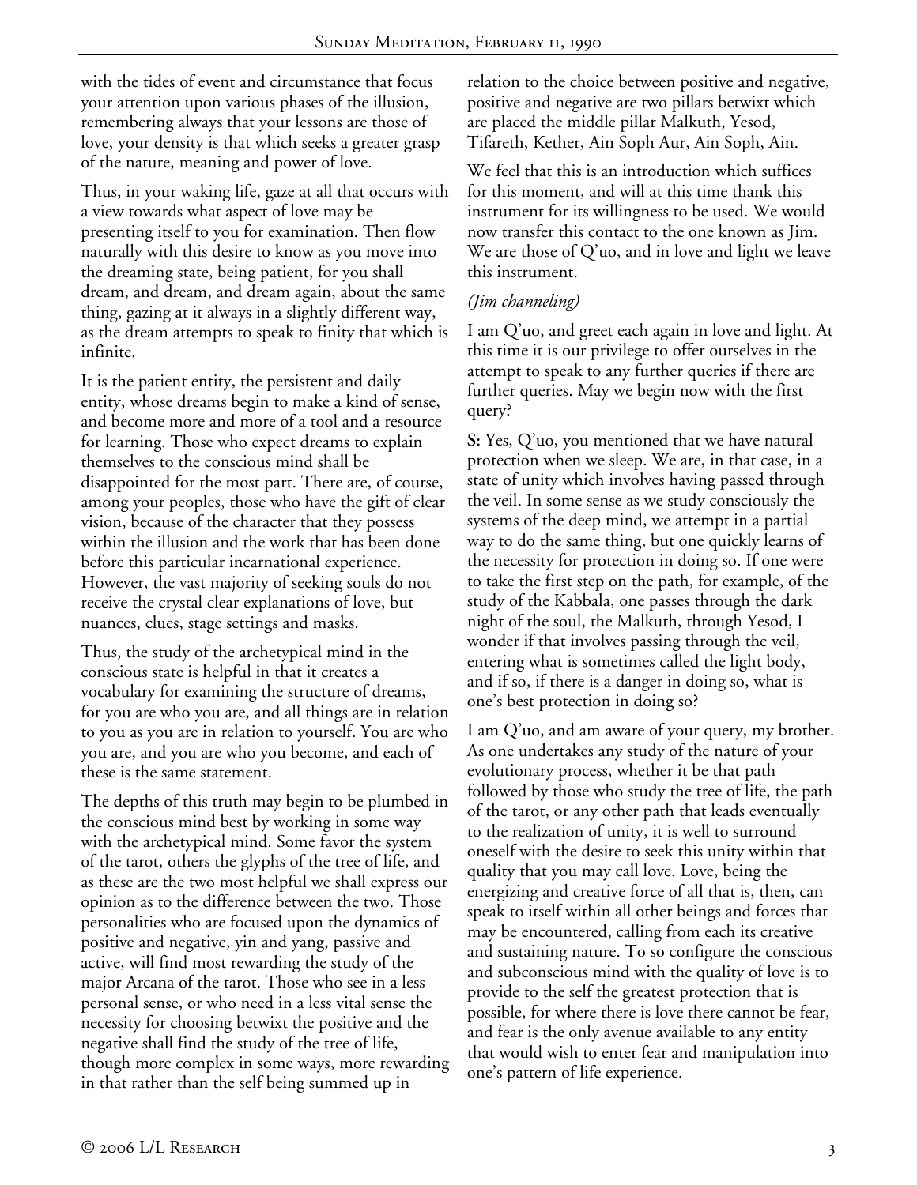with the tides of event and circumstance that focus your attention upon various phases of the illusion, remembering always that your lessons are those of love, your density is that which seeks a greater grasp of the nature, meaning and power of love.

Thus, in your waking life, gaze at all that occurs with a view towards what aspect of love may be presenting itself to you for examination. Then flow naturally with this desire to know as you move into the dreaming state, being patient, for you shall dream, and dream, and dream again, about the same thing, gazing at it always in a slightly different way, as the dream attempts to speak to finity that which is infinite.

It is the patient entity, the persistent and daily entity, whose dreams begin to make a kind of sense, and become more and more of a tool and a resource for learning. Those who expect dreams to explain themselves to the conscious mind shall be disappointed for the most part. There are, of course, among your peoples, those who have the gift of clear vision, because of the character that they possess within the illusion and the work that has been done before this particular incarnational experience. However, the vast majority of seeking souls do not receive the crystal clear explanations of love, but nuances, clues, stage settings and masks.

Thus, the study of the archetypical mind in the conscious state is helpful in that it creates a vocabulary for examining the structure of dreams, for you are who you are, and all things are in relation to you as you are in relation to yourself. You are who you are, and you are who you become, and each of these is the same statement.

The depths of this truth may begin to be plumbed in the conscious mind best by working in some way with the archetypical mind. Some favor the system of the tarot, others the glyphs of the tree of life, and as these are the two most helpful we shall express our opinion as to the difference between the two. Those personalities who are focused upon the dynamics of positive and negative, yin and yang, passive and active, will find most rewarding the study of the major Arcana of the tarot. Those who see in a less personal sense, or who need in a less vital sense the necessity for choosing betwixt the positive and the negative shall find the study of the tree of life, though more complex in some ways, more rewarding in that rather than the self being summed up in relation to the choice between positive and negative, positive and negative are two pillars betwixt which are placed the middle pillar Malkuth, Yesod, Tifareth, Kether, Ain Soph Aur, Ain Soph, Ain.

We feel that this is an introduction which suffices for this moment, and will at this time thank this instrument for its willingness to be used. We would now transfer this contact to the one known as Jim. We are those of Q'uo, and in love and light we leave this instrument.

*(Jim channeling)*

I am Q'uo, and greet each again in love and light. At this time it is our privilege to offer ourselves in the attempt to speak to any further queries if there are further queries. May we begin now with the first query?

**S:** Yes, Q'uo, you mentioned that we have natural protection when we sleep. We are, in that case, in a state of unity which involves having passed through the veil. In some sense as we study consciously the systems of the deep mind, we attempt in a partial way to do the same thing, but one quickly learns of the necessity for protection in doing so. If one were to take the first step on the path, for example, of the study of the Kabbala, one passes through the dark night of the soul, the Malkuth, through Yesod, I wonder if that involves passing through the veil, entering what is sometimes called the light body, and if so, if there is a danger in doing so, what is one's best protection in doing so?

I am Q'uo, and am aware of your query, my brother. As one undertakes any study of the nature of your evolutionary process, whether it be that path followed by those who study the tree of life, the path of the tarot, or any other path that leads eventually to the realization of unity, it is well to surround oneself with the desire to seek this unity within that quality that you may call love. Love, being the energizing and creative force of all that is, then, can speak to itself within all other beings and forces that may be encountered, calling from each its creative and sustaining nature. To so configure the conscious and subconscious mind with the quality of love is to provide to the self the greatest protection that is possible, for where there is love there cannot be fear, and fear is the only avenue available to any entity that would wish to enter fear and manipulation into one's pattern of life experience.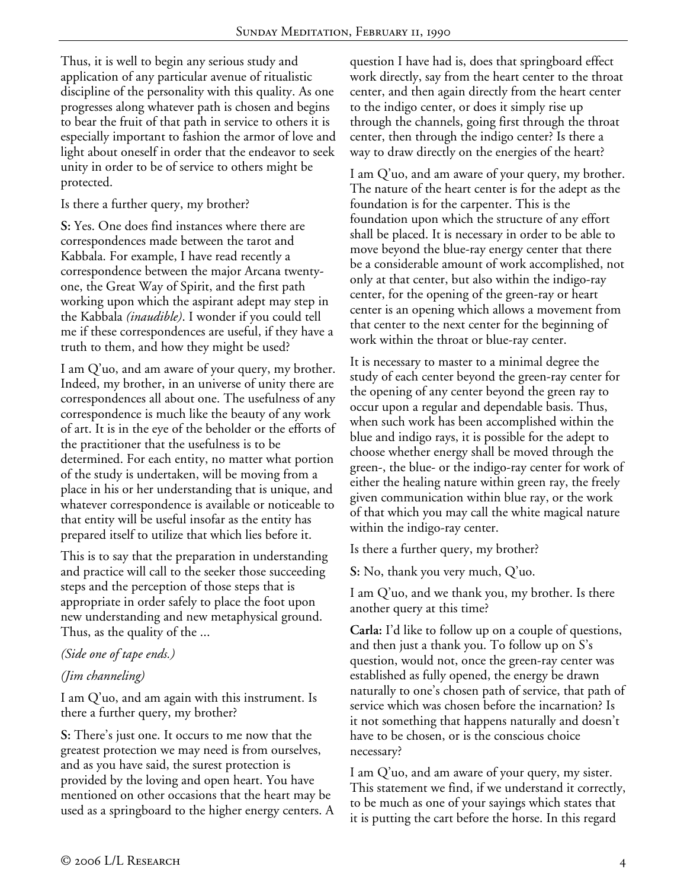Thus, it is well to begin any serious study and application of any particular avenue of ritualistic discipline of the personality with this quality. As one progresses along whatever path is chosen and begins to bear the fruit of that path in service to others it is especially important to fashion the armor of love and light about oneself in order that the endeavor to seek unity in order to be of service to others might be protected.

Is there a further query, my brother?

**S:** Yes. One does find instances where there are correspondences made between the tarot and Kabbala. For example, I have read recently a correspondence between the major Arcana twenty-one, the Great Way of Spirit, and the first path working upon which the aspirant adept may step in the Kabbala *(inaudible)*. I wonder if you could tell me if these correspondences are useful, if they have a truth to them, and how they might be used?

I am Q'uo, and am aware of your query, my brother. Indeed, my brother, in an universe of unity there are correspondences all about one. The usefulness of any correspondence is much like the beauty of any work of art. It is in the eye of the beholder or the efforts of the practitioner that the usefulness is to be determined. For each entity, no matter what portion of the study is undertaken, will be moving from a place in his or her understanding that is unique, and whatever correspondence is available or noticeable to that entity will be useful insofar as the entity has prepared itself to utilize that which lies before it.

This is to say that the preparation in understanding and practice will call to the seeker those succeeding steps and the perception of those steps that is appropriate in order safely to place the foot upon new understanding and new metaphysical ground. Thus, as the quality of the ...

*(Side one of tape ends.)*

*(Jim channeling)*

I am Q'uo, and am again with this instrument. Is there a further query, my brother?

**S:** There's just one. It occurs to me now that the greatest protection we may need is from ourselves, and as you have said, the surest protection is provided by the loving and open heart. You have mentioned on other occasions that the heart may be used as a springboard to the higher energy centers. A question I have had is, does that springboard effect work directly, say from the heart center to the throat center, and then again directly from the heart center to the indigo center, or does it simply rise up through the channels, going first through the throat center, then through the indigo center? Is there a way to draw directly on the energies of the heart?

I am Q'uo, and am aware of your query, my brother. The nature of the heart center is for the adept as the foundation is for the carpenter. This is the foundation upon which the structure of any effort shall be placed. It is necessary in order to be able to move beyond the blue-ray energy center that there be a considerable amount of work accomplished, not only at that center, but also within the indigo-ray center, for the opening of the green-ray or heart center is an opening which allows a movement from that center to the next center for the beginning of work within the throat or blue-ray center.

It is necessary to master to a minimal degree the study of each center beyond the green-ray center for the opening of any center beyond the green ray to occur upon a regular and dependable basis. Thus, when such work has been accomplished within the blue and indigo rays, it is possible for the adept to choose whether energy shall be moved through the green-, the blue- or the indigo-ray center for work of either the healing nature within green ray, the freely given communication within blue ray, or the work of that which you may call the white magical nature within the indigo-ray center.

Is there a further query, my brother?

**S:** No, thank you very much, Q'uo.

I am Q'uo, and we thank you, my brother. Is there another query at this time?

**Carla:** I'd like to follow up on a couple of questions, and then just a thank you. To follow up on S's question, would not, once the green-ray center was established as fully opened, the energy be drawn naturally to one's chosen path of service, that path of service which was chosen before the incarnation? Is it not something that happens naturally and doesn't have to be chosen, or is the conscious choice necessary?

I am Q'uo, and am aware of your query, my sister. This statement we find, if we understand it correctly, to be much as one of your sayings which states that it is putting the cart before the horse. In this regard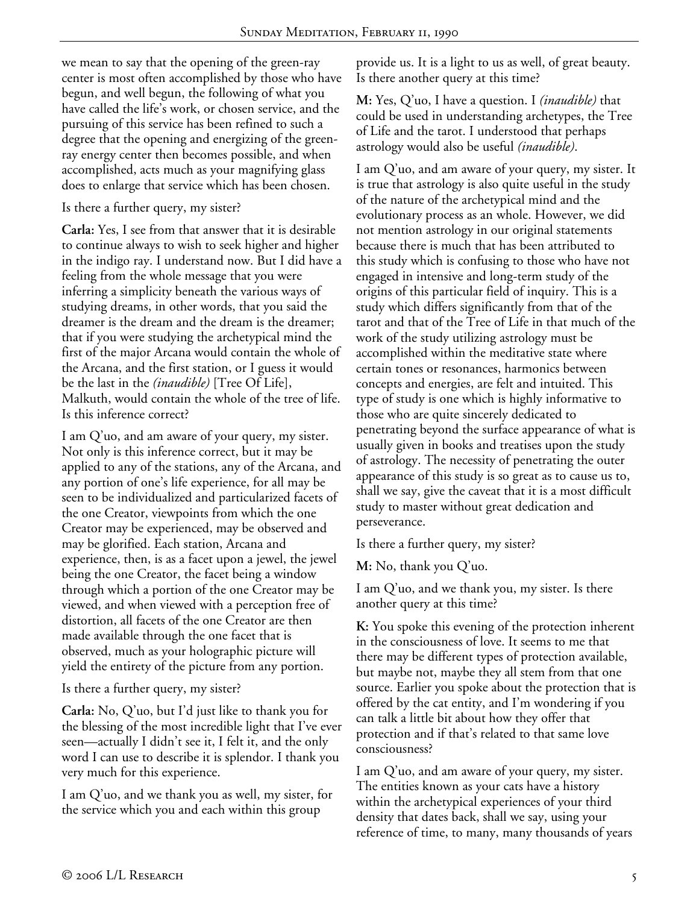we mean to say that the opening of the green-ray center is most often accomplished by those who have begun, and well begun, the following of what you have called the life's work, or chosen service, and the pursuing of this service has been refined to such a degree that the opening and energizing of the green-ray energy center then becomes possible, and when accomplished, acts much as your magnifying glass does to enlarge that service which has been chosen.

Is there a further query, my sister?

**Carla:** Yes, I see from that answer that it is desirable to continue always to wish to seek higher and higher in the indigo ray. I understand now. But I did have a feeling from the whole message that you were inferring a simplicity beneath the various ways of studying dreams, in other words, that you said the dreamer is the dream and the dream is the dreamer; that if you were studying the archetypical mind the first of the major Arcana would contain the whole of the Arcana, and the first station, or I guess it would be the last in the *(inaudible)* [Tree Of Life], Malkuth, would contain the whole of the tree of life. Is this inference correct?

I am Q'uo, and am aware of your query, my sister. Not only is this inference correct, but it may be applied to any of the stations, any of the Arcana, and any portion of one's life experience, for all may be seen to be individualized and particularized facets of the one Creator, viewpoints from which the one Creator may be experienced, may be observed and may be glorified. Each station, Arcana and experience, then, is as a facet upon a jewel, the jewel being the one Creator, the facet being a window through which a portion of the one Creator may be viewed, and when viewed with a perception free of distortion, all facets of the one Creator are then made available through the one facet that is observed, much as your holographic picture will yield the entirety of the picture from any portion.

Is there a further query, my sister?

**Carla:** No, Q'uo, but I'd just like to thank you for the blessing of the most incredible light that I've ever seen—actually I didn't see it, I felt it, and the only word I can use to describe it is splendor. I thank you very much for this experience.

I am Q'uo, and we thank you as well, my sister, for the service which you and each within this group provide us. It is a light to us as well, of great beauty. Is there another query at this time?

**M:** Yes, Q'uo, I have a question. I *(inaudible)* that could be used in understanding archetypes, the Tree of Life and the tarot. I understood that perhaps astrology would also be useful *(inaudible)*.

I am Q'uo, and am aware of your query, my sister. It is true that astrology is also quite useful in the study of the nature of the archetypical mind and the evolutionary process as an whole. However, we did not mention astrology in our original statements because there is much that has been attributed to this study which is confusing to those who have not engaged in intensive and long-term study of the origins of this particular field of inquiry. This is a study which differs significantly from that of the tarot and that of the Tree of Life in that much of the work of the study utilizing astrology must be accomplished within the meditative state where certain tones or resonances, harmonics between concepts and energies, are felt and intuited. This type of study is one which is highly informative to those who are quite sincerely dedicated to penetrating beyond the surface appearance of what is usually given in books and treatises upon the study of astrology. The necessity of penetrating the outer appearance of this study is so great as to cause us to, shall we say, give the caveat that it is a most difficult study to master without great dedication and perseverance.

Is there a further query, my sister?

**M:** No, thank you Q'uo.

I am Q'uo, and we thank you, my sister. Is there another query at this time?

**K:** You spoke this evening of the protection inherent in the consciousness of love. It seems to me that there may be different types of protection available, but maybe not, maybe they all stem from that one source. Earlier you spoke about the protection that is offered by the cat entity, and I'm wondering if you can talk a little bit about how they offer that protection and if that's related to that same love consciousness?

I am Q'uo, and am aware of your query, my sister. The entities known as your cats have a history within the archetypical experiences of your third density that dates back, shall we say, using your reference of time, to many, many thousands of years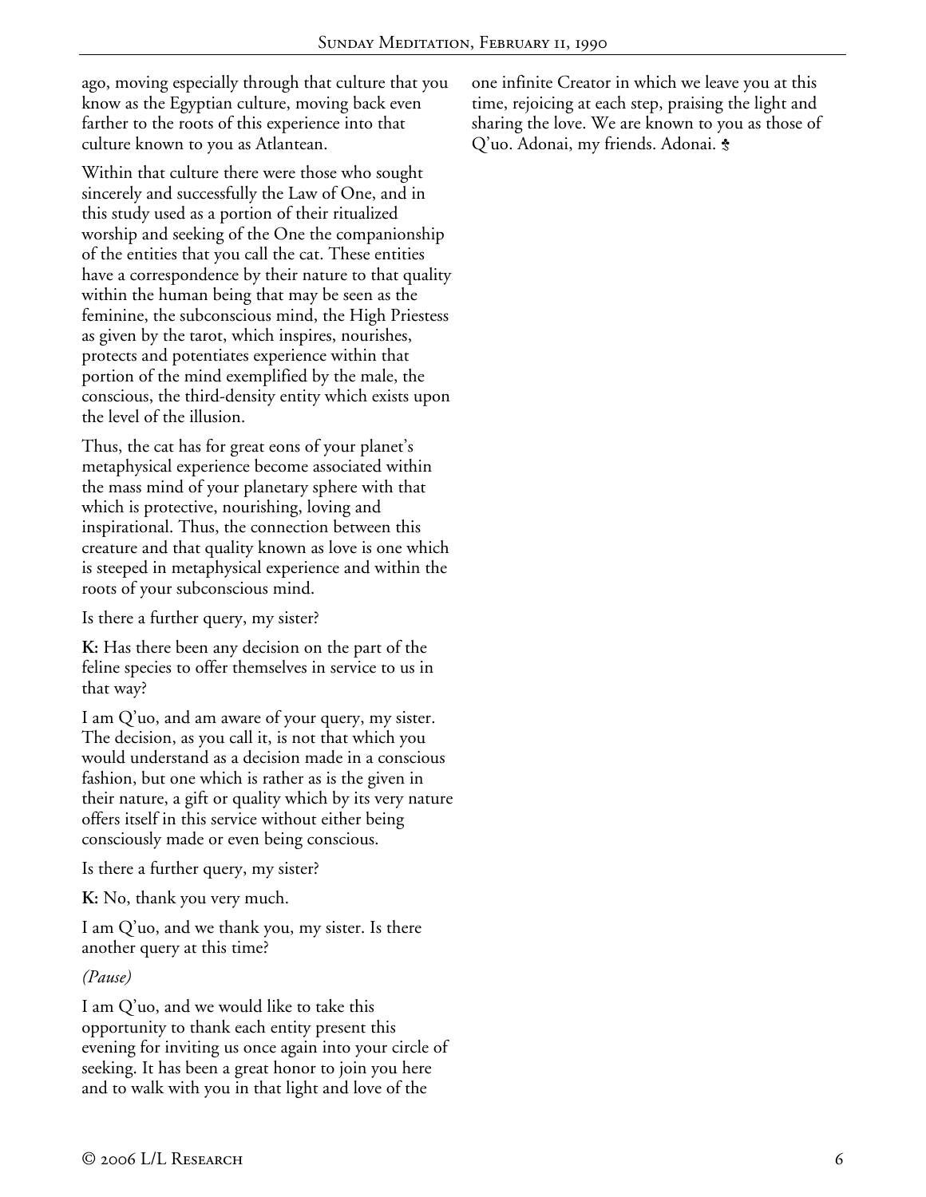ago, moving especially through that culture that you know as the Egyptian culture, moving back even farther to the roots of this experience into that culture known to you as Atlantean.

Within that culture there were those who sought sincerely and successfully the Law of One, and in this study used as a portion of their ritualized worship and seeking of the One the companionship of the entities that you call the cat. These entities have a correspondence by their nature to that quality within the human being that may be seen as the feminine, the subconscious mind, the High Priestess as given by the tarot, which inspires, nourishes, protects and potentiates experience within that portion of the mind exemplified by the male, the conscious, the third-density entity which exists upon the level of the illusion.

Thus, the cat has for great eons of your planet's metaphysical experience become associated within the mass mind of your planetary sphere with that which is protective, nourishing, loving and inspirational. Thus, the connection between this creature and that quality known as love is one which is steeped in metaphysical experience and within the roots of your subconscious mind.

Is there a further query, my sister?

**K:** Has there been any decision on the part of the feline species to offer themselves in service to us in that way?

I am Q'uo, and am aware of your query, my sister. The decision, as you call it, is not that which you would understand as a decision made in a conscious fashion, but one which is rather as is the given in their nature, a gift or quality which by its very nature offers itself in this service without either being consciously made or even being conscious.

Is there a further query, my sister?

**K:** No, thank you very much.

I am Q'uo, and we thank you, my sister. Is there another query at this time?

*(Pause)*

I am Q'uo, and we would like to take this opportunity to thank each entity present this evening for inviting us once again into your circle of seeking. It has been a great honor to join you here and to walk with you in that light and love of the one infinite Creator in which we leave you at this time, rejoicing at each step, praising the light and sharing the love. We are known to you as those of Q'uo. Adonai, my friends. Adonai. ♆